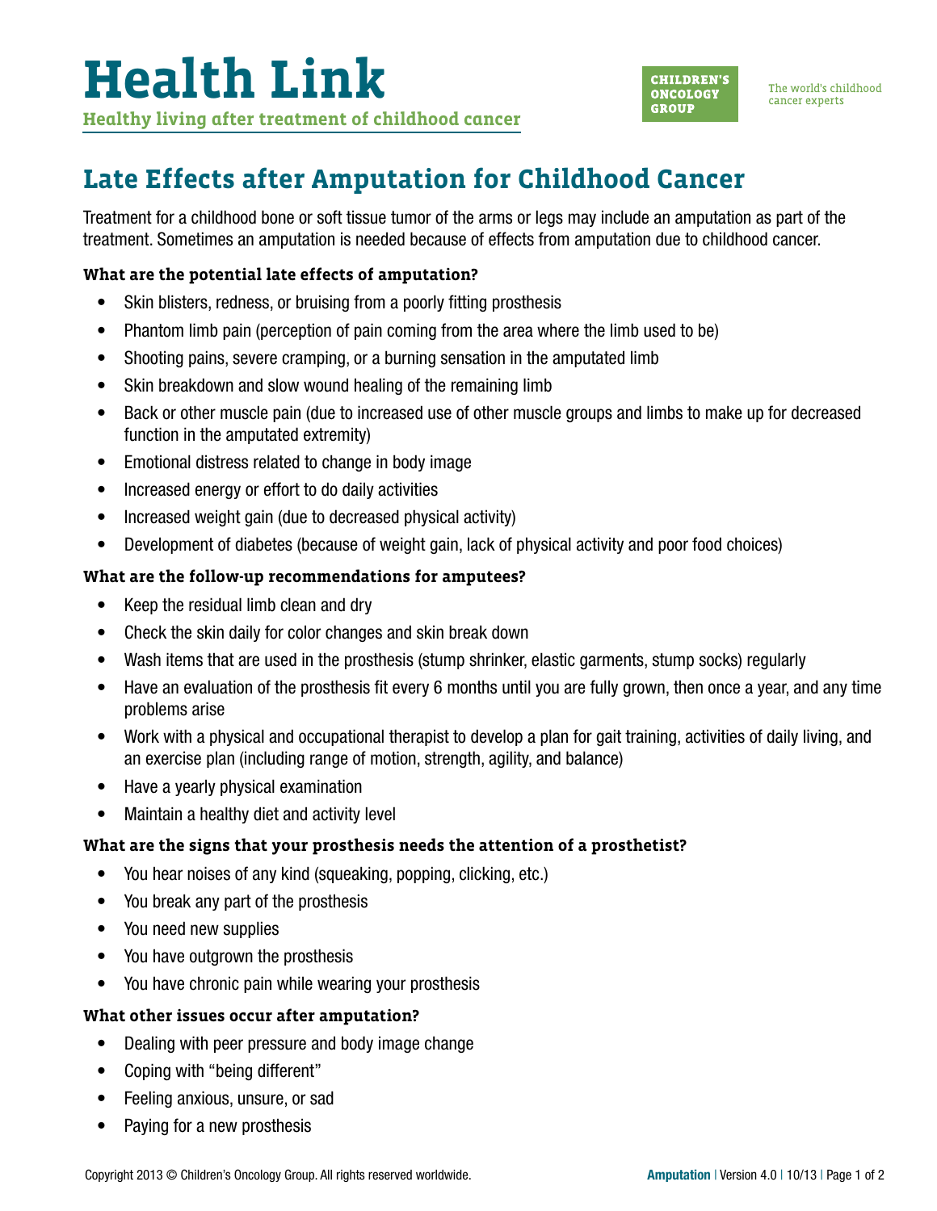# Health Link

**Healthy living after treatment of childhood cancer**

CHILDREN'S ONCOLOGY GROUP — The world's childhood cancer experts

## Late Effects after Amputation for Childhood Cancer

Treatment for a childhood bone or soft tissue tumor of the arms or legs may include an amputation as part of the treatment. Sometimes an amputation is needed because of effects from amputation due to childhood cancer.

### What are the potential late effects of amputation?

- Skin blisters, redness, or bruising from a poorly fitting prosthesis
- Phantom limb pain (perception of pain coming from the area where the limb used to be)
- Shooting pains, severe cramping, or a burning sensation in the amputated limb
- Skin breakdown and slow wound healing of the remaining limb
- Back or other muscle pain (due to increased use of other muscle groups and limbs to make up for decreased function in the amputated extremity)
- Emotional distress related to change in body image
- Increased energy or effort to do daily activities
- Increased weight gain (due to decreased physical activity)
- Development of diabetes (because of weight gain, lack of physical activity and poor food choices)

### What are the follow-up recommendations for amputees?

- Keep the residual limb clean and dry
- Check the skin daily for color changes and skin break down
- Wash items that are used in the prosthesis (stump shrinker, elastic garments, stump socks) regularly
- Have an evaluation of the prosthesis fit every 6 months until you are fully grown, then once a year, and any time problems arise
- Work with a physical and occupational therapist to develop a plan for gait training, activities of daily living, and an exercise plan (including range of motion, strength, agility, and balance)
- Have a yearly physical examination
- Maintain a healthy diet and activity level

### What are the signs that your prosthesis needs the attention of a prosthetist?

- You hear noises of any kind (squeaking, popping, clicking, etc.)
- You break any part of the prosthesis
- You need new supplies
- You have outgrown the prosthesis
- You have chronic pain while wearing your prosthesis

### What other issues occur after amputation?

- Dealing with peer pressure and body image change
- Coping with "being different"
- Feeling anxious, unsure, or sad
- Paying for a new prosthesis

Copyright 2013 © Children's Oncology Group. All rights reserved worldwide.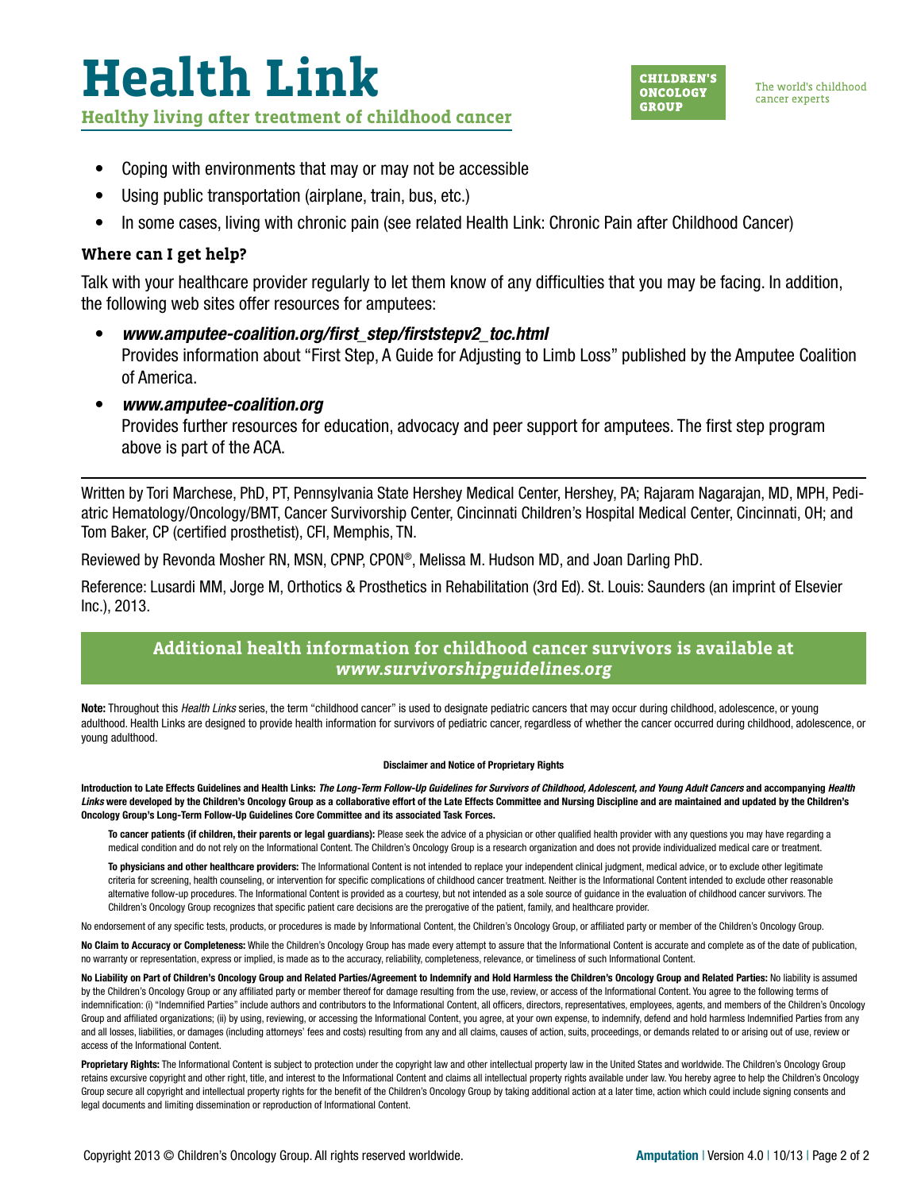- Coping with environments that may or may not be accessible
- Using public transportation (airplane, train, bus, etc.)
- In some cases, living with chronic pain (see related Health Link: Chronic Pain after Childhood Cancer)

### Where can I get help?

Talk with your healthcare provider regularly to let them know of any difficulties that you may be facing. In addition, the following web sites offer resources for amputees:

- ***www.amputee-coalition.org/first_step/firststepv2_toc.html***
  Provides information about "First Step, A Guide for Adjusting to Limb Loss" published by the Amputee Coalition of America.
- ***www.amputee-coalition.org***
  Provides further resources for education, advocacy and peer support for amputees. The first step program above is part of the ACA.

---

Written by Tori Marchese, PhD, PT, Pennsylvania State Hershey Medical Center, Hershey, PA; Rajaram Nagarajan, MD, MPH, Pediatric Hematology/Oncology/BMT, Cancer Survivorship Center, Cincinnati Children's Hospital Medical Center, Cincinnati, OH; and Tom Baker, CP (certified prosthetist), CFI, Memphis, TN.

Reviewed by Revonda Mosher RN, MSN, CPNP, CPON®, Melissa M. Hudson MD, and Joan Darling PhD.

Reference: Lusardi MM, Jorge M, Orthotics & Prosthetics in Rehabilitation (3rd Ed). St. Louis: Saunders (an imprint of Elsevier Inc.), 2013.

**Additional health information for childhood cancer survivors is available at *www.survivorshipguidelines.org***

**Note:** Throughout this *Health Links* series, the term "childhood cancer" is used to designate pediatric cancers that may occur during childhood, adolescence, or young adulthood. Health Links are designed to provide health information for survivors of pediatric cancer, regardless of whether the cancer occurred during childhood, adolescence, or young adulthood.

**Disclaimer and Notice of Proprietary Rights**

**Introduction to Late Effects Guidelines and Health Links: *The Long-Term Follow-Up Guidelines for Survivors of Childhood, Adolescent, and Young Adult Cancers* and accompanying *Health Links* were developed by the Children's Oncology Group as a collaborative effort of the Late Effects Committee and Nursing Discipline and are maintained and updated by the Children's Oncology Group's Long-Term Follow-Up Guidelines Core Committee and its associated Task Forces.**

**To cancer patients (if children, their parents or legal guardians):** Please seek the advice of a physician or other qualified health provider with any questions you may have regarding a medical condition and do not rely on the Informational Content. The Children's Oncology Group is a research organization and does not provide individualized medical care or treatment.

**To physicians and other healthcare providers:** The Informational Content is not intended to replace your independent clinical judgment, medical advice, or to exclude other legitimate criteria for screening, health counseling, or intervention for specific complications of childhood cancer treatment. Neither is the Informational Content intended to exclude other reasonable alternative follow-up procedures. The Informational Content is provided as a courtesy, but not intended as a sole source of guidance in the evaluation of childhood cancer survivors. The Children's Oncology Group recognizes that specific patient care decisions are the prerogative of the patient, family, and healthcare provider.

No endorsement of any specific tests, products, or procedures is made by Informational Content, the Children's Oncology Group, or affiliated party or member of the Children's Oncology Group.

**No Claim to Accuracy or Completeness:** While the Children's Oncology Group has made every attempt to assure that the Informational Content is accurate and complete as of the date of publication, no warranty or representation, express or implied, is made as to the accuracy, reliability, completeness, relevance, or timeliness of such Informational Content.

**No Liability on Part of Children's Oncology Group and Related Parties/Agreement to Indemnify and Hold Harmless the Children's Oncology Group and Related Parties:** No liability is assumed by the Children's Oncology Group or any affiliated party or member thereof for damage resulting from the use, review, or access of the Informational Content. You agree to the following terms of indemnification: (i) "Indemnified Parties" include authors and contributors to the Informational Content, all officers, directors, representatives, employees, agents, and members of the Children's Oncology Group and affiliated organizations; (ii) by using, reviewing, or accessing the Informational Content, you agree, at your own expense, to indemnify, defend and hold harmless Indemnified Parties from any and all losses, liabilities, or damages (including attorneys' fees and costs) resulting from any and all claims, causes of action, suits, proceedings, or demands related to or arising out of use, review or access of the Informational Content.

**Proprietary Rights:** The Informational Content is subject to protection under the copyright law and other intellectual property law in the United States and worldwide. The Children's Oncology Group retains excursive copyright and other right, title, and interest to the Informational Content and claims all intellectual property rights available under law. You hereby agree to help the Children's Oncology Group secure all copyright and intellectual property rights for the benefit of the Children's Oncology Group by taking additional action at a later time, action which could include signing consents and legal documents and limiting dissemination or reproduction of Informational Content.

Copyright 2013 © Children's Oncology Group. All rights reserved worldwide.